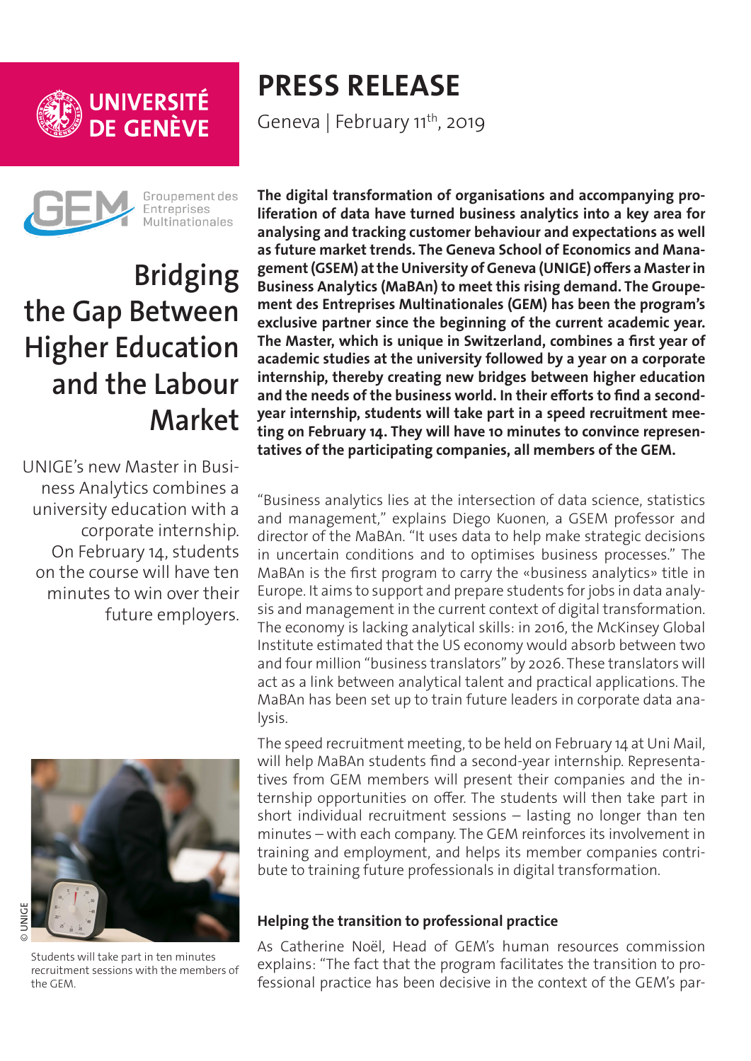UNIVERSITÉ DE GENÈVE

GEM Groupement des Entreprises Multinationales

# PRESS RELEASE

Geneva | February 11th, 2019

# Bridging the Gap Between Higher Education and the Labour Market

UNIGE's new Master in Business Analytics combines a university education with a corporate internship. On February 14, students on the course will have ten minutes to win over their future employers.

**The digital transformation of organisations and accompanying proliferation of data have turned business analytics into a key area for analysing and tracking customer behaviour and expectations as well as future market trends. The Geneva School of Economics and Management (GSEM) at the University of Geneva (UNIGE) offers a Master in Business Analytics (MaBAn) to meet this rising demand. The Groupement des Entreprises Multinationales (GEM) has been the program's exclusive partner since the beginning of the current academic year. The Master, which is unique in Switzerland, combines a first year of academic studies at the university followed by a year on a corporate internship, thereby creating new bridges between higher education and the needs of the business world. In their efforts to find a second-year internship, students will take part in a speed recruitment meeting on February 14. They will have 10 minutes to convince representatives of the participating companies, all members of the GEM.**

"Business analytics lies at the intersection of data science, statistics and management," explains Diego Kuonen, a GSEM professor and director of the MaBAn. "It uses data to help make strategic decisions in uncertain conditions and to optimises business processes." The MaBAn is the first program to carry the «business analytics» title in Europe. It aims to support and prepare students for jobs in data analysis and management in the current context of digital transformation. The economy is lacking analytical skills: in 2016, the McKinsey Global Institute estimated that the US economy would absorb between two and four million "business translators" by 2026. These translators will act as a link between analytical talent and practical applications. The MaBAn has been set up to train future leaders in corporate data analysis.

The speed recruitment meeting, to be held on February 14 at Uni Mail, will help MaBAn students find a second-year internship. Representatives from GEM members will present their companies and the internship opportunities on offer. The students will then take part in short individual recruitment sessions – lasting no longer than ten minutes – with each company. The GEM reinforces its involvement in training and employment, and helps its member companies contribute to training future professionals in digital transformation.

© UNIGE

Students will take part in ten minutes recruitment sessions with the members of the GEM.

### Helping the transition to professional practice

As Catherine Noël, Head of GEM's human resources commission explains: "The fact that the program facilitates the transition to professional practice has been decisive in the context of the GEM's par-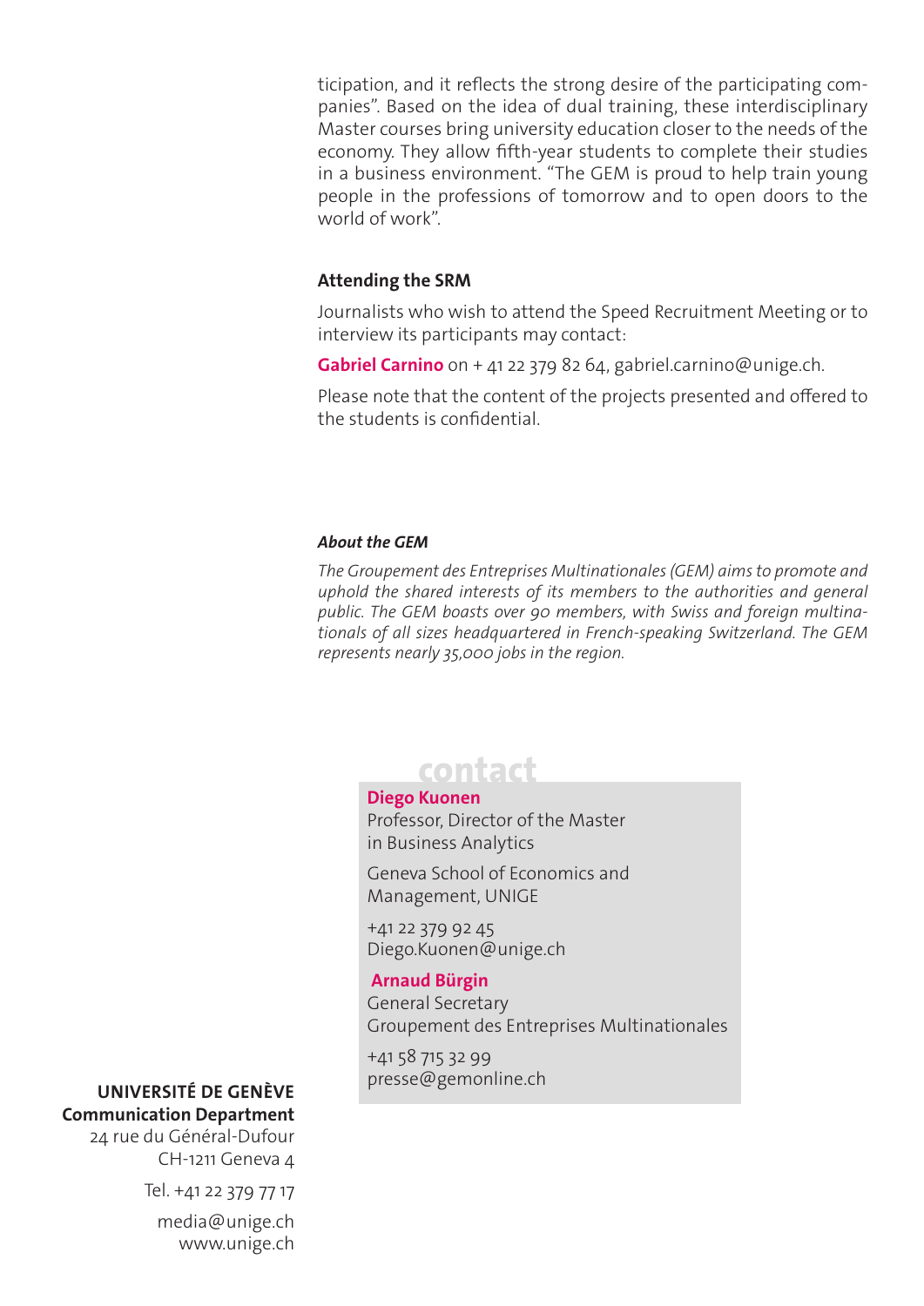ticipation, and it reflects the strong desire of the participating companies". Based on the idea of dual training, these interdisciplinary Master courses bring university education closer to the needs of the economy. They allow fifth-year students to complete their studies in a business environment. "The GEM is proud to help train young people in the professions of tomorrow and to open doors to the world of work".

### Attending the SRM

Journalists who wish to attend the Speed Recruitment Meeting or to interview its participants may contact:

**Gabriel Carnino** on + 41 22 379 82 64, gabriel.carnino@unige.ch.

Please note that the content of the projects presented and offered to the students is confidential.

### *About the GEM*

*The Groupement des Entreprises Multinationales (GEM) aims to promote and uphold the shared interests of its members to the authorities and general public. The GEM boasts over 90 members, with Swiss and foreign multinationals of all sizes headquartered in French-speaking Switzerland. The GEM represents nearly 35,000 jobs in the region.*

## contact

**Diego Kuonen**
Professor, Director of the Master in Business Analytics

Geneva School of Economics and Management, UNIGE

+41 22 379 92 45
Diego.Kuonen@unige.ch

**Arnaud Bürgin**
General Secretary
Groupement des Entreprises Multinationales

+41 58 715 32 99
presse@gemonline.ch

**UNIVERSITÉ DE GENÈVE**
**Communication Department**
24 rue du Général-Dufour
CH-1211 Geneva 4

Tel. +41 22 379 77 17

media@unige.ch
www.unige.ch